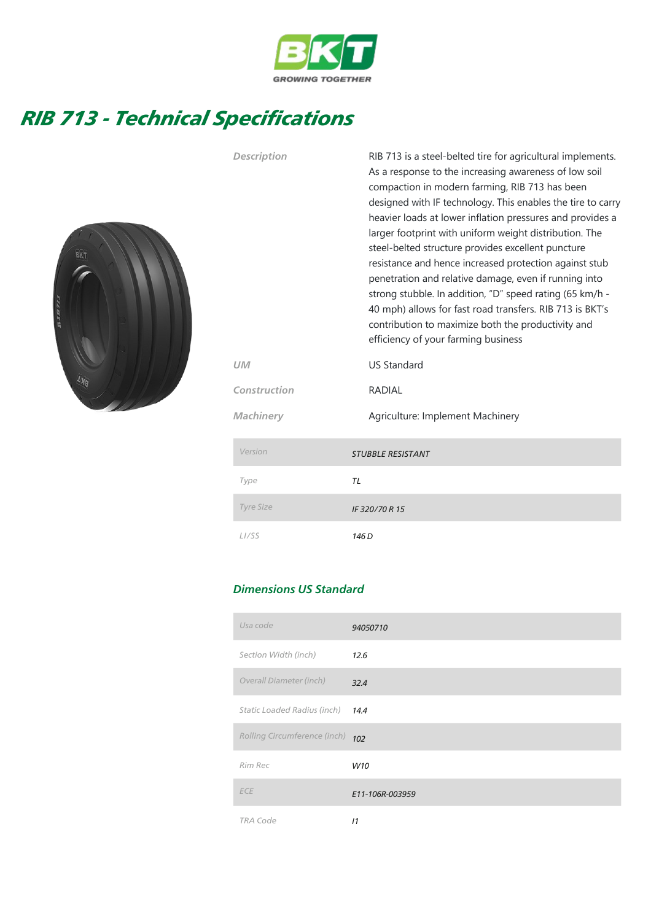BKT
GROWING TOGETHER

# RIB 713 - Technical Specifications

| | |
|---|---|
| *Description* | RIB 713 is a steel-belted tire for agricultural implements. As a response to the increasing awareness of low soil compaction in modern farming, RIB 713 has been designed with IF technology. This enables the tire to carry heavier loads at lower inflation pressures and provides a larger footprint with uniform weight distribution. The steel-belted structure provides excellent puncture resistance and hence increased protection against stub penetration and relative damage, even if running into strong stubble. In addition, "D" speed rating (65 km/h - 40 mph) allows for fast road transfers. RIB 713 is BKT's contribution to maximize both the productivity and efficiency of your farming business |
| *UM* | US Standard |
| *Construction* | RADIAL |
| *Machinery* | Agriculture: Implement Machinery |

| | |
|---|---|
| *Version* | *STUBBLE RESISTANT* |
| *Type* | *TL* |
| *Tyre Size* | *IF 320/70 R 15* |
| *LI/SS* | *146 D* |

## Dimensions US Standard

| | |
|---|---|
| *Usa code* | *94050710* |
| *Section Width (inch)* | *12.6* |
| *Overall Diameter (inch)* | *32.4* |
| *Static Loaded Radius (inch)* | *14.4* |
| *Rolling Circumference (inch)* | *102* |
| *Rim Rec* | *W10* |
| *ECE* | *E11-106R-003959* |
| *TRA Code* | *I1* |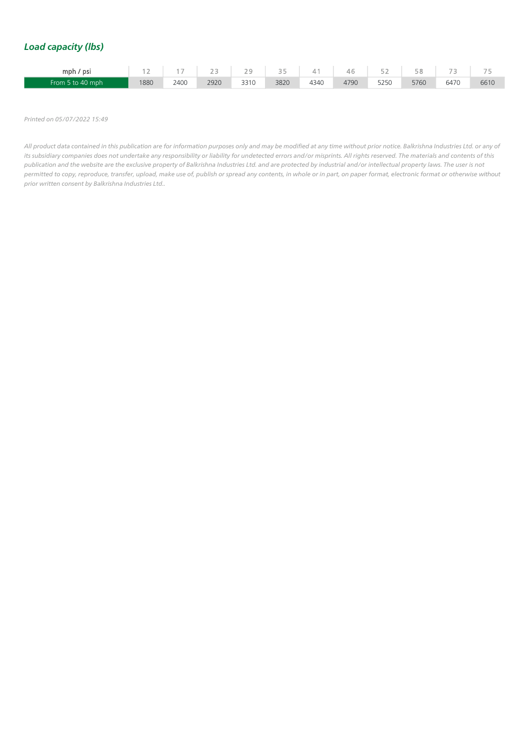### *Load capacity (lbs)*

| mph / psi | 12 | 17 | 23 | 29 | 35 | 41 | 46 | 52 | 58 | 73 | 75 |
|---|---|---|---|---|---|---|---|---|---|---|---|
| From 5 to 40 mph | 1880 | 2400 | 2920 | 3310 | 3820 | 4340 | 4790 | 5250 | 5760 | 6470 | 6610 |

*Printed on 05/07/2022 15:49*

*All product data contained in this publication are for information purposes only and may be modified at any time without prior notice. Balkrishna Industries Ltd. or any of its subsidiary companies does not undertake any responsibility or liability for undetected errors and/or misprints. All rights reserved. The materials and contents of this publication and the website are the exclusive property of Balkrishna Industries Ltd. and are protected by industrial and/or intellectual property laws. The user is not permitted to copy, reproduce, transfer, upload, make use of, publish or spread any contents, in whole or in part, on paper format, electronic format or otherwise without prior written consent by Balkrishna Industries Ltd..*